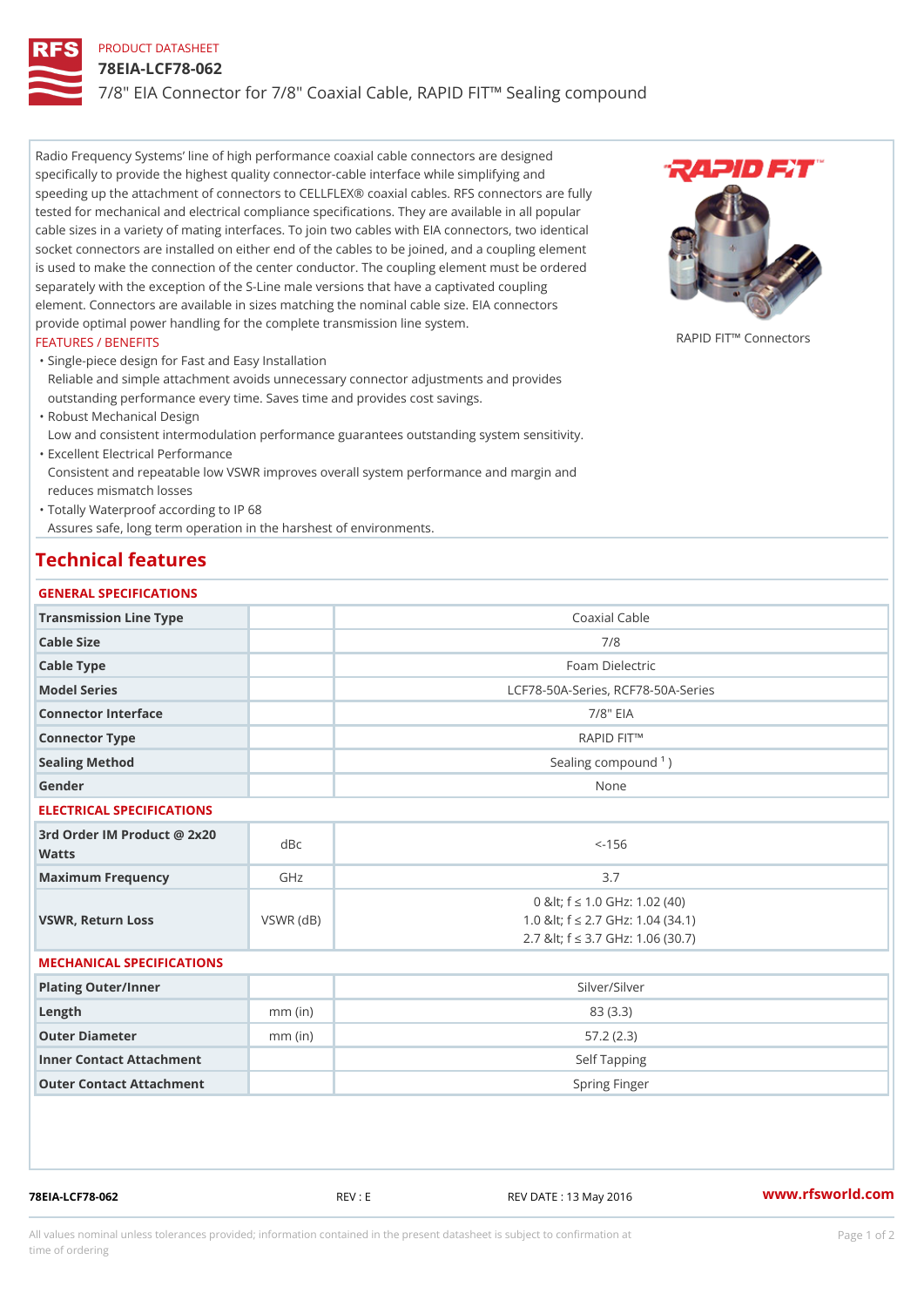PRODUCT DATASHEET

# 78EIA-LCF78-062

## 7/8" EIA Connector for 7/8" Coaxial Cable, RAPID FIT™ Sealing compound

Radio Frequency Systems' line of high performance coaxial cable connectors are designed specifically to provide the highest quality connector-cable interface while simplifying and speeding up the attachment of connectors to CELLFLEX® coaxial cables. RFS connectors are fully tested for mechanical and electrical compliance specifications. They are available in all popular cable sizes in a variety of mating interfaces. To join two cables with EIA connectors, two identical socket connectors are installed on either end of the cables to be joined, and a coupling element is used to make the connection of the center conductor. The coupling element must be ordered separately with the exception of the S-Line male versions that have a captivated coupling element. Connectors are available in sizes matching the nominal cable size. EIA connectors provide optimal power handling for the complete transmission line system.

RAPID FIT™ Connectors

### FEATURES / BENEFITS

- Single-piece design for Fast and Easy Installation
  Reliable and simple attachment avoids unnecessary connector adjustments and provides outstanding performance every time. Saves time and provides cost savings.
- Robust Mechanical Design
  Low and consistent intermodulation performance guarantees outstanding system sensitivity.
- Excellent Electrical Performance
  Consistent and repeatable low VSWR improves overall system performance and margin and reduces mismatch losses
- Totally Waterproof according to IP 68
  Assures safe, long term operation in the harshest of environments.

## Technical features

### GENERAL SPECIFICATIONS

| | | |
|---|---|---|
| Transmission Line Type | | Coaxial Cable |
| Cable Size | | 7/8 |
| Cable Type | | Foam Dielectric |
| Model Series | | LCF78-50A-Series, RCF78-50A-Series |
| Connector Interface | | 7/8" EIA |
| Connector Type | | RAPID FIT™ |
| Sealing Method | | Sealing compound [1] ) |
| Gender | | None |

### ELECTRICAL SPECIFICATIONS

| | | |
|---|---|---|
| 3rd Order IM Product @ 2x20 Watts | dBc | <-156 |
| Maximum Frequency | GHz | 3.7 |
| VSWR, Return Loss | VSWR (dB) | 0 &lt; f ≤ 1.0 GHz: 1.02 (40)<br>1.0 &lt; f ≤ 2.7 GHz: 1.04 (34.1)<br>2.7 &lt; f ≤ 3.7 GHz: 1.06 (30.7) |

### MECHANICAL SPECIFICATIONS

| | | |
|---|---|---|
| Plating Outer/Inner | | Silver/Silver |
| Length | mm (in) | 83 (3.3) |
| Outer Diameter | mm (in) | 57.2 (2.3) |
| Inner Contact Attachment | | Self Tapping |
| Outer Contact Attachment | | Spring Finger |

78EIA-LCF78-062 REV : E REV DATE : 13 May 2016 www.rfsworld.com

All values nominal unless tolerances provided; information contained in the present datasheet is subject to confirmation at time of ordering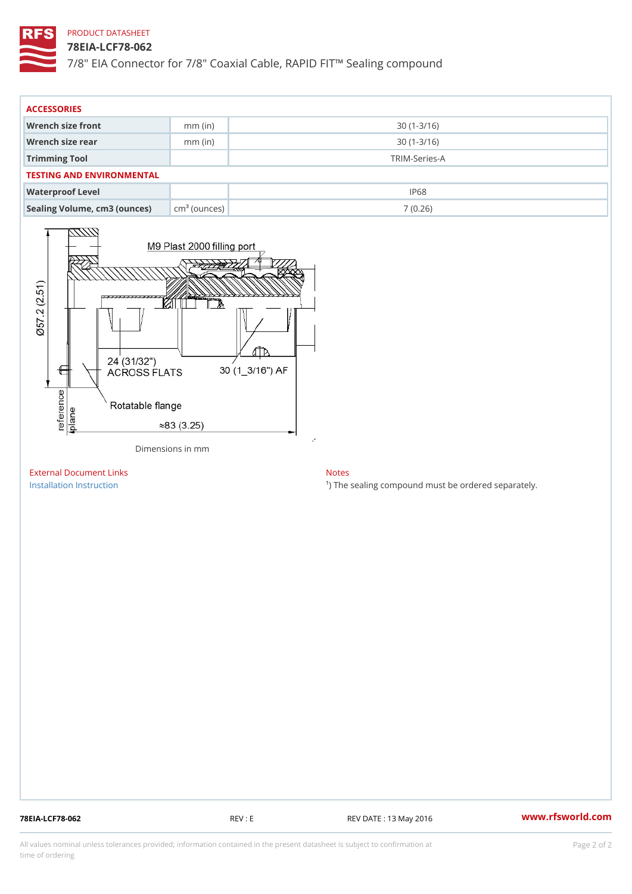PRODUCT DATASHEET

# 78EIA-LCF78-062

7/8" EIA Connector for 7/8" Coaxial Cable, RAPID FIT™ Sealing compound

## ACCESSORIES

| | | |
|---|---|---|
| Wrench size front | mm (in) | 30 (1-3/16) |
| Wrench size rear | mm (in) | 30 (1-3/16) |
| Trimming Tool | | TRIM-Series-A |

## TESTING AND ENVIRONMENTAL

| | | |
|---|---|---|
| Waterproof Level | | IP68 |
| Sealing Volume, cm3 (ounces) | $cm^3$ (ounces) | 7 (0.26) |

M9 Plast 2000 filling port

Ø57.2 (2.51)

24 (31/32") ACROSS FLATS

30 (1_3/16") AF

Rotatable flange

reference plane

≈83 (3.25)

Dimensions in mm

External Document Links

Installation Instruction

Notes

[1]) The sealing compound must be ordered separately.

78EIA-LCF78-062 REV : E REV DATE : 13 May 2016 www.rfsworld.com

All values nominal unless tolerances provided; information contained in the present datasheet is subject to confirmation at time of ordering